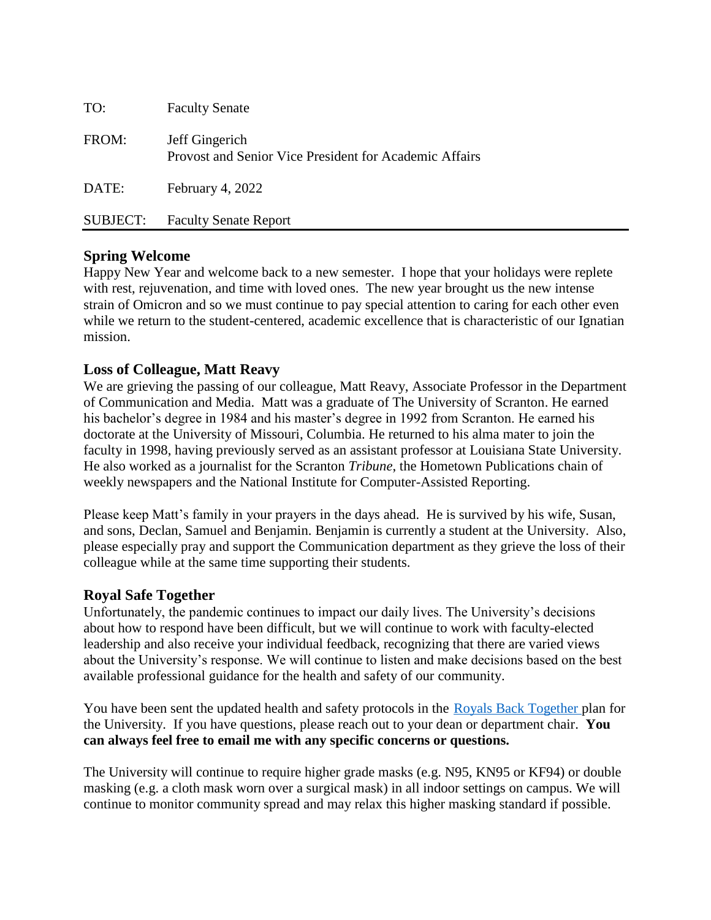| TO: | Faculty Senate |
|---|---|
| FROM: | Jeff Gingerich<br>Provost and Senior Vice President for Academic Affairs |
| DATE: | February 4, 2022 |
| SUBJECT: | Faculty Senate Report |

## Spring Welcome

Happy New Year and welcome back to a new semester. I hope that your holidays were replete with rest, rejuvenation, and time with loved ones. The new year brought us the new intense strain of Omicron and so we must continue to pay special attention to caring for each other even while we return to the student-centered, academic excellence that is characteristic of our Ignatian mission.

## Loss of Colleague, Matt Reavy

We are grieving the passing of our colleague, Matt Reavy, Associate Professor in the Department of Communication and Media. Matt was a graduate of The University of Scranton. He earned his bachelor's degree in 1984 and his master's degree in 1992 from Scranton. He earned his doctorate at the University of Missouri, Columbia. He returned to his alma mater to join the faculty in 1998, having previously served as an assistant professor at Louisiana State University. He also worked as a journalist for the Scranton *Tribune*, the Hometown Publications chain of weekly newspapers and the National Institute for Computer-Assisted Reporting.

Please keep Matt's family in your prayers in the days ahead. He is survived by his wife, Susan, and sons, Declan, Samuel and Benjamin. Benjamin is currently a student at the University. Also, please especially pray and support the Communication department as they grieve the loss of their colleague while at the same time supporting their students.

## Royal Safe Together

Unfortunately, the pandemic continues to impact our daily lives. The University's decisions about how to respond have been difficult, but we will continue to work with faculty-elected leadership and also receive your individual feedback, recognizing that there are varied views about the University's response. We will continue to listen and make decisions based on the best available professional guidance for the health and safety of our community.

You have been sent the updated health and safety protocols in the Royals Back Together plan for the University. If you have questions, please reach out to your dean or department chair. **You can always feel free to email me with any specific concerns or questions.**

The University will continue to require higher grade masks (e.g. N95, KN95 or KF94) or double masking (e.g. a cloth mask worn over a surgical mask) in all indoor settings on campus. We will continue to monitor community spread and may relax this higher masking standard if possible.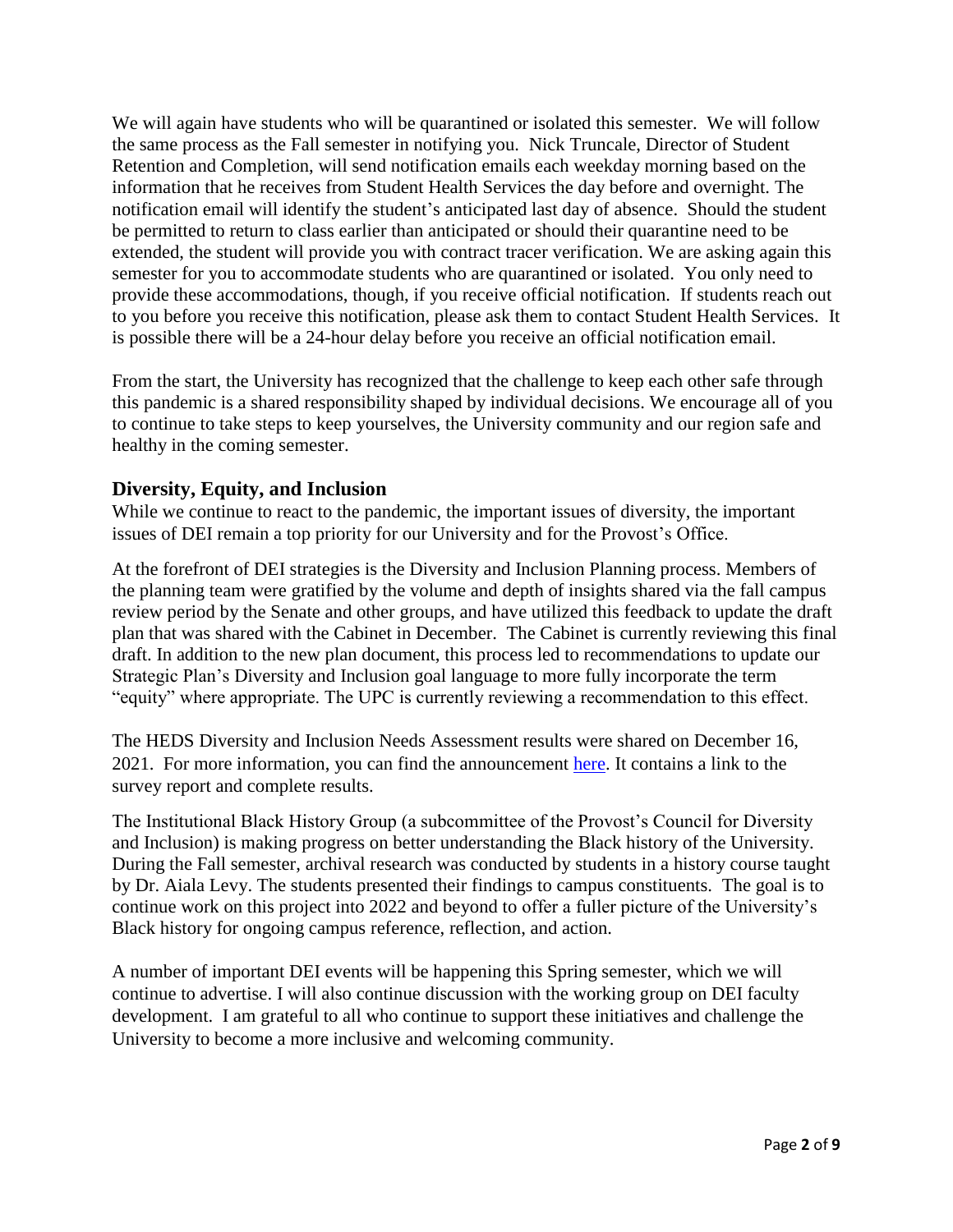We will again have students who will be quarantined or isolated this semester. We will follow the same process as the Fall semester in notifying you. Nick Truncale, Director of Student Retention and Completion, will send notification emails each weekday morning based on the information that he receives from Student Health Services the day before and overnight. The notification email will identify the student's anticipated last day of absence. Should the student be permitted to return to class earlier than anticipated or should their quarantine need to be extended, the student will provide you with contract tracer verification. We are asking again this semester for you to accommodate students who are quarantined or isolated. You only need to provide these accommodations, though, if you receive official notification. If students reach out to you before you receive this notification, please ask them to contact Student Health Services. It is possible there will be a 24-hour delay before you receive an official notification email.

From the start, the University has recognized that the challenge to keep each other safe through this pandemic is a shared responsibility shaped by individual decisions. We encourage all of you to continue to take steps to keep yourselves, the University community and our region safe and healthy in the coming semester.

## Diversity, Equity, and Inclusion

While we continue to react to the pandemic, the important issues of diversity, the important issues of DEI remain a top priority for our University and for the Provost's Office.

At the forefront of DEI strategies is the Diversity and Inclusion Planning process. Members of the planning team were gratified by the volume and depth of insights shared via the fall campus review period by the Senate and other groups, and have utilized this feedback to update the draft plan that was shared with the Cabinet in December. The Cabinet is currently reviewing this final draft. In addition to the new plan document, this process led to recommendations to update our Strategic Plan's Diversity and Inclusion goal language to more fully incorporate the term "equity" where appropriate. The UPC is currently reviewing a recommendation to this effect.

The HEDS Diversity and Inclusion Needs Assessment results were shared on December 16, 2021. For more information, you can find the announcement here. It contains a link to the survey report and complete results.

The Institutional Black History Group (a subcommittee of the Provost's Council for Diversity and Inclusion) is making progress on better understanding the Black history of the University. During the Fall semester, archival research was conducted by students in a history course taught by Dr. Aiala Levy. The students presented their findings to campus constituents. The goal is to continue work on this project into 2022 and beyond to offer a fuller picture of the University's Black history for ongoing campus reference, reflection, and action.

A number of important DEI events will be happening this Spring semester, which we will continue to advertise. I will also continue discussion with the working group on DEI faculty development. I am grateful to all who continue to support these initiatives and challenge the University to become a more inclusive and welcoming community.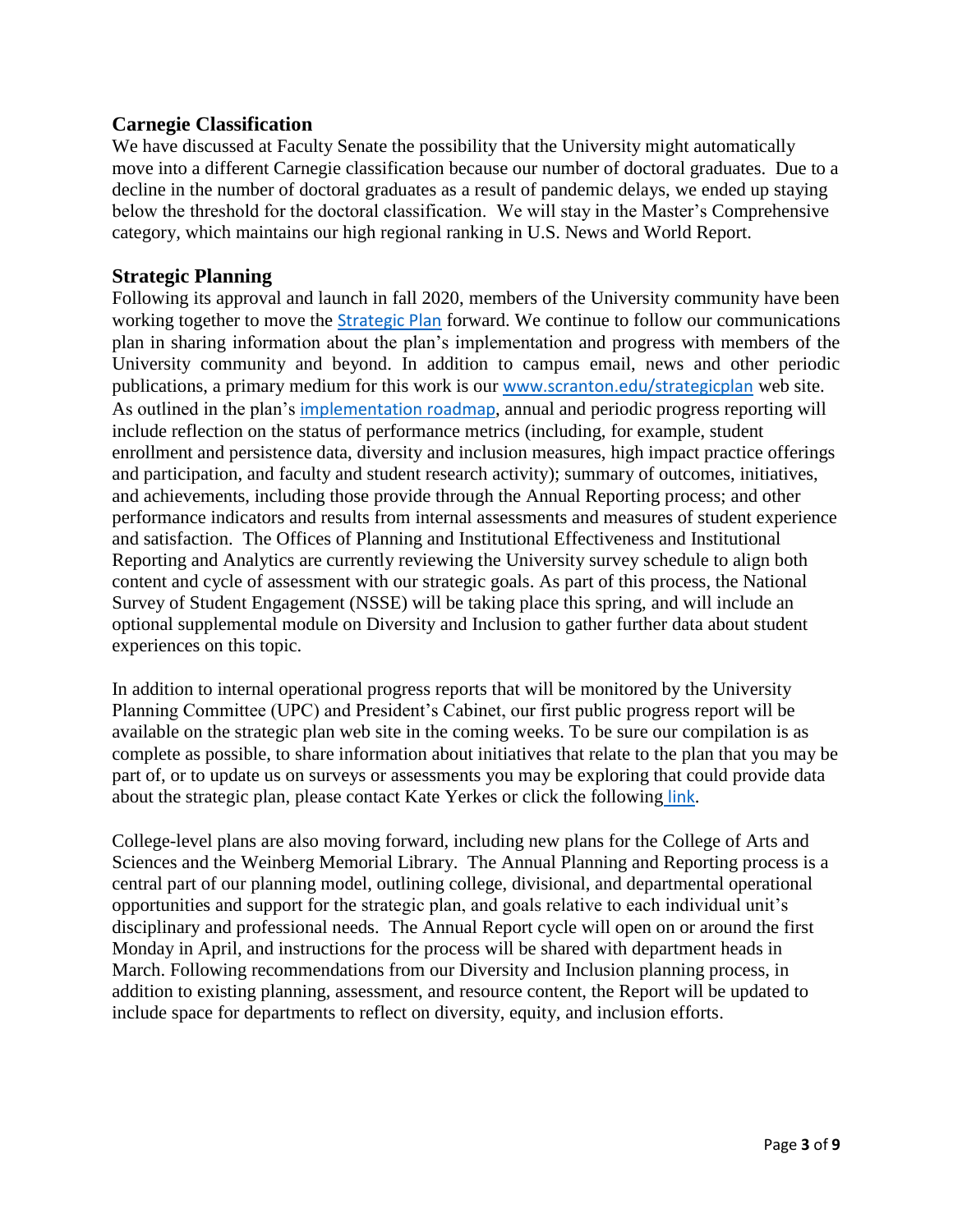## Carnegie Classification

We have discussed at Faculty Senate the possibility that the University might automatically move into a different Carnegie classification because our number of doctoral graduates. Due to a decline in the number of doctoral graduates as a result of pandemic delays, we ended up staying below the threshold for the doctoral classification. We will stay in the Master's Comprehensive category, which maintains our high regional ranking in U.S. News and World Report.

## Strategic Planning

Following its approval and launch in fall 2020, members of the University community have been working together to move the Strategic Plan forward. We continue to follow our communications plan in sharing information about the plan's implementation and progress with members of the University community and beyond. In addition to campus email, news and other periodic publications, a primary medium for this work is our www.scranton.edu/strategicplan web site. As outlined in the plan's implementation roadmap, annual and periodic progress reporting will include reflection on the status of performance metrics (including, for example, student enrollment and persistence data, diversity and inclusion measures, high impact practice offerings and participation, and faculty and student research activity); summary of outcomes, initiatives, and achievements, including those provide through the Annual Reporting process; and other performance indicators and results from internal assessments and measures of student experience and satisfaction. The Offices of Planning and Institutional Effectiveness and Institutional Reporting and Analytics are currently reviewing the University survey schedule to align both content and cycle of assessment with our strategic goals. As part of this process, the National Survey of Student Engagement (NSSE) will be taking place this spring, and will include an optional supplemental module on Diversity and Inclusion to gather further data about student experiences on this topic.

In addition to internal operational progress reports that will be monitored by the University Planning Committee (UPC) and President's Cabinet, our first public progress report will be available on the strategic plan web site in the coming weeks. To be sure our compilation is as complete as possible, to share information about initiatives that relate to the plan that you may be part of, or to update us on surveys or assessments you may be exploring that could provide data about the strategic plan, please contact Kate Yerkes or click the following link.

College-level plans are also moving forward, including new plans for the College of Arts and Sciences and the Weinberg Memorial Library. The Annual Planning and Reporting process is a central part of our planning model, outlining college, divisional, and departmental operational opportunities and support for the strategic plan, and goals relative to each individual unit's disciplinary and professional needs. The Annual Report cycle will open on or around the first Monday in April, and instructions for the process will be shared with department heads in March. Following recommendations from our Diversity and Inclusion planning process, in addition to existing planning, assessment, and resource content, the Report will be updated to include space for departments to reflect on diversity, equity, and inclusion efforts.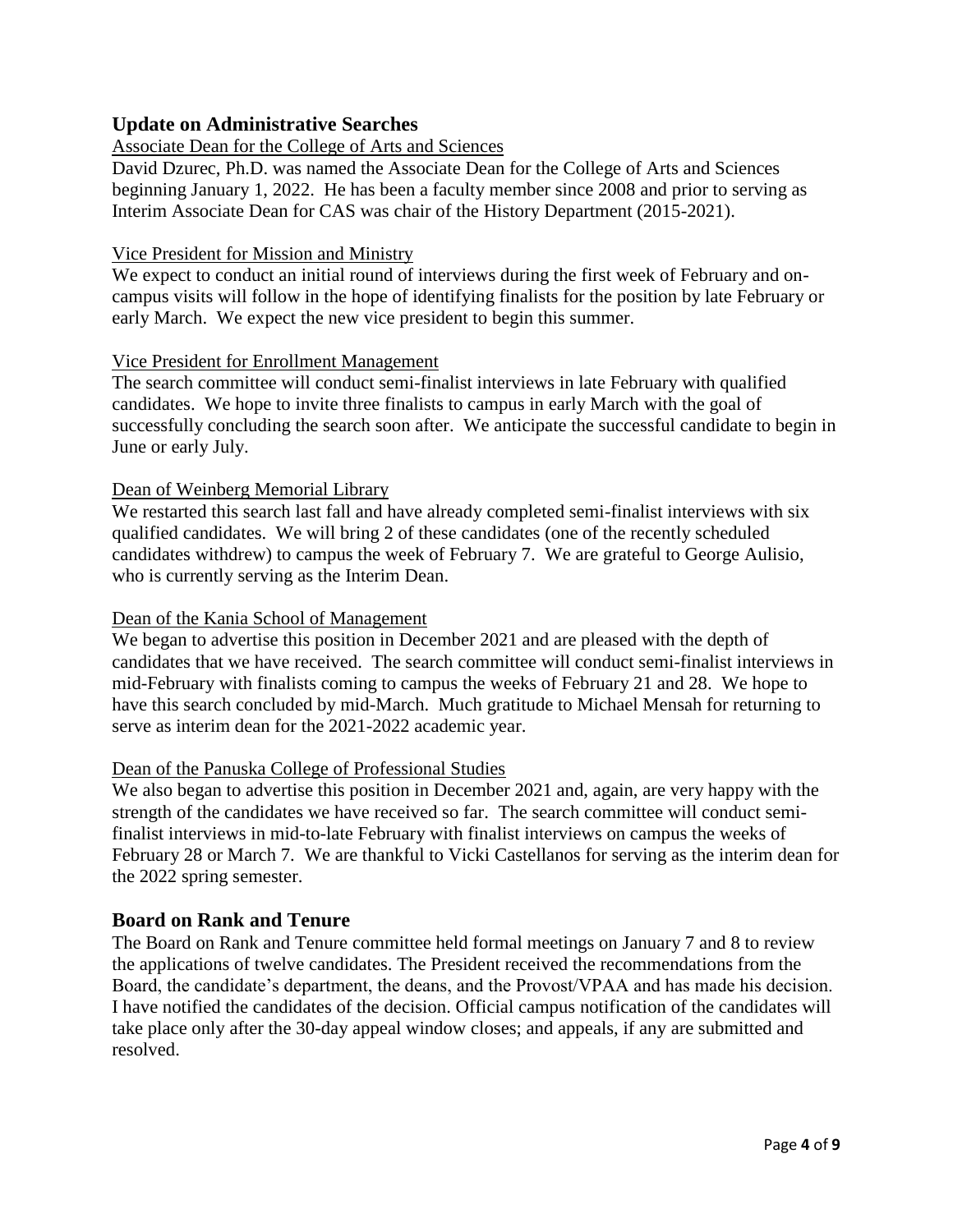## Update on Administrative Searches

<u>Associate Dean for the College of Arts and Sciences</u>

David Dzurec, Ph.D. was named the Associate Dean for the College of Arts and Sciences beginning January 1, 2022. He has been a faculty member since 2008 and prior to serving as Interim Associate Dean for CAS was chair of the History Department (2015-2021).

<u>Vice President for Mission and Ministry</u>

We expect to conduct an initial round of interviews during the first week of February and on-campus visits will follow in the hope of identifying finalists for the position by late February or early March. We expect the new vice president to begin this summer.

<u>Vice President for Enrollment Management</u>

The search committee will conduct semi-finalist interviews in late February with qualified candidates. We hope to invite three finalists to campus in early March with the goal of successfully concluding the search soon after. We anticipate the successful candidate to begin in June or early July.

<u>Dean of Weinberg Memorial Library</u>

We restarted this search last fall and have already completed semi-finalist interviews with six qualified candidates. We will bring 2 of these candidates (one of the recently scheduled candidates withdrew) to campus the week of February 7. We are grateful to George Aulisio, who is currently serving as the Interim Dean.

<u>Dean of the Kania School of Management</u>

We began to advertise this position in December 2021 and are pleased with the depth of candidates that we have received. The search committee will conduct semi-finalist interviews in mid-February with finalists coming to campus the weeks of February 21 and 28. We hope to have this search concluded by mid-March. Much gratitude to Michael Mensah for returning to serve as interim dean for the 2021-2022 academic year.

<u>Dean of the Panuska College of Professional Studies</u>

We also began to advertise this position in December 2021 and, again, are very happy with the strength of the candidates we have received so far. The search committee will conduct semi-finalist interviews in mid-to-late February with finalist interviews on campus the weeks of February 28 or March 7. We are thankful to Vicki Castellanos for serving as the interim dean for the 2022 spring semester.

## Board on Rank and Tenure

The Board on Rank and Tenure committee held formal meetings on January 7 and 8 to review the applications of twelve candidates. The President received the recommendations from the Board, the candidate's department, the deans, and the Provost/VPAA and has made his decision. I have notified the candidates of the decision. Official campus notification of the candidates will take place only after the 30-day appeal window closes; and appeals, if any are submitted and resolved.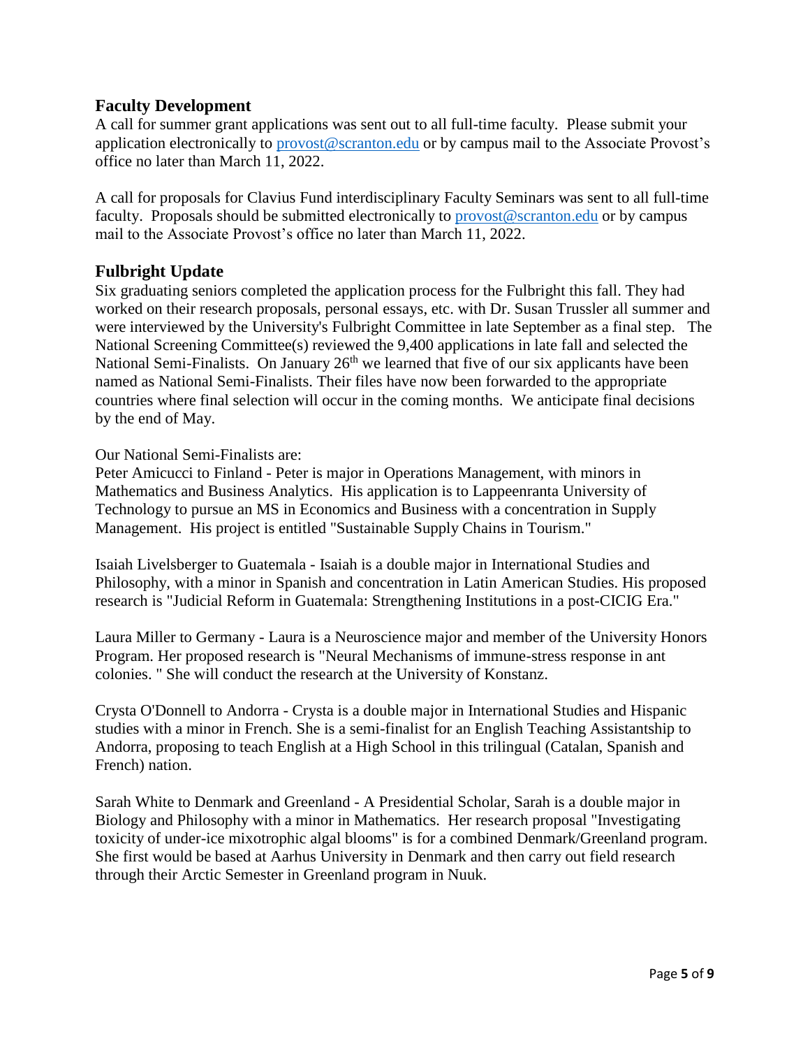## Faculty Development

A call for summer grant applications was sent out to all full-time faculty. Please submit your application electronically to provost@scranton.edu or by campus mail to the Associate Provost's office no later than March 11, 2022.

A call for proposals for Clavius Fund interdisciplinary Faculty Seminars was sent to all full-time faculty. Proposals should be submitted electronically to provost@scranton.edu or by campus mail to the Associate Provost's office no later than March 11, 2022.

## Fulbright Update

Six graduating seniors completed the application process for the Fulbright this fall. They had worked on their research proposals, personal essays, etc. with Dr. Susan Trussler all summer and were interviewed by the University's Fulbright Committee in late September as a final step. The National Screening Committee(s) reviewed the 9,400 applications in late fall and selected the National Semi-Finalists. On January 26th we learned that five of our six applicants have been named as National Semi-Finalists. Their files have now been forwarded to the appropriate countries where final selection will occur in the coming months. We anticipate final decisions by the end of May.

Our National Semi-Finalists are:
Peter Amicucci to Finland - Peter is major in Operations Management, with minors in Mathematics and Business Analytics. His application is to Lappeenranta University of Technology to pursue an MS in Economics and Business with a concentration in Supply Management. His project is entitled "Sustainable Supply Chains in Tourism."

Isaiah Livelsberger to Guatemala - Isaiah is a double major in International Studies and Philosophy, with a minor in Spanish and concentration in Latin American Studies. His proposed research is "Judicial Reform in Guatemala: Strengthening Institutions in a post-CICIG Era."

Laura Miller to Germany - Laura is a Neuroscience major and member of the University Honors Program. Her proposed research is "Neural Mechanisms of immune-stress response in ant colonies. " She will conduct the research at the University of Konstanz.

Crysta O'Donnell to Andorra - Crysta is a double major in International Studies and Hispanic studies with a minor in French. She is a semi-finalist for an English Teaching Assistantship to Andorra, proposing to teach English at a High School in this trilingual (Catalan, Spanish and French) nation.

Sarah White to Denmark and Greenland - A Presidential Scholar, Sarah is a double major in Biology and Philosophy with a minor in Mathematics. Her research proposal "Investigating toxicity of under-ice mixotrophic algal blooms" is for a combined Denmark/Greenland program. She first would be based at Aarhus University in Denmark and then carry out field research through their Arctic Semester in Greenland program in Nuuk.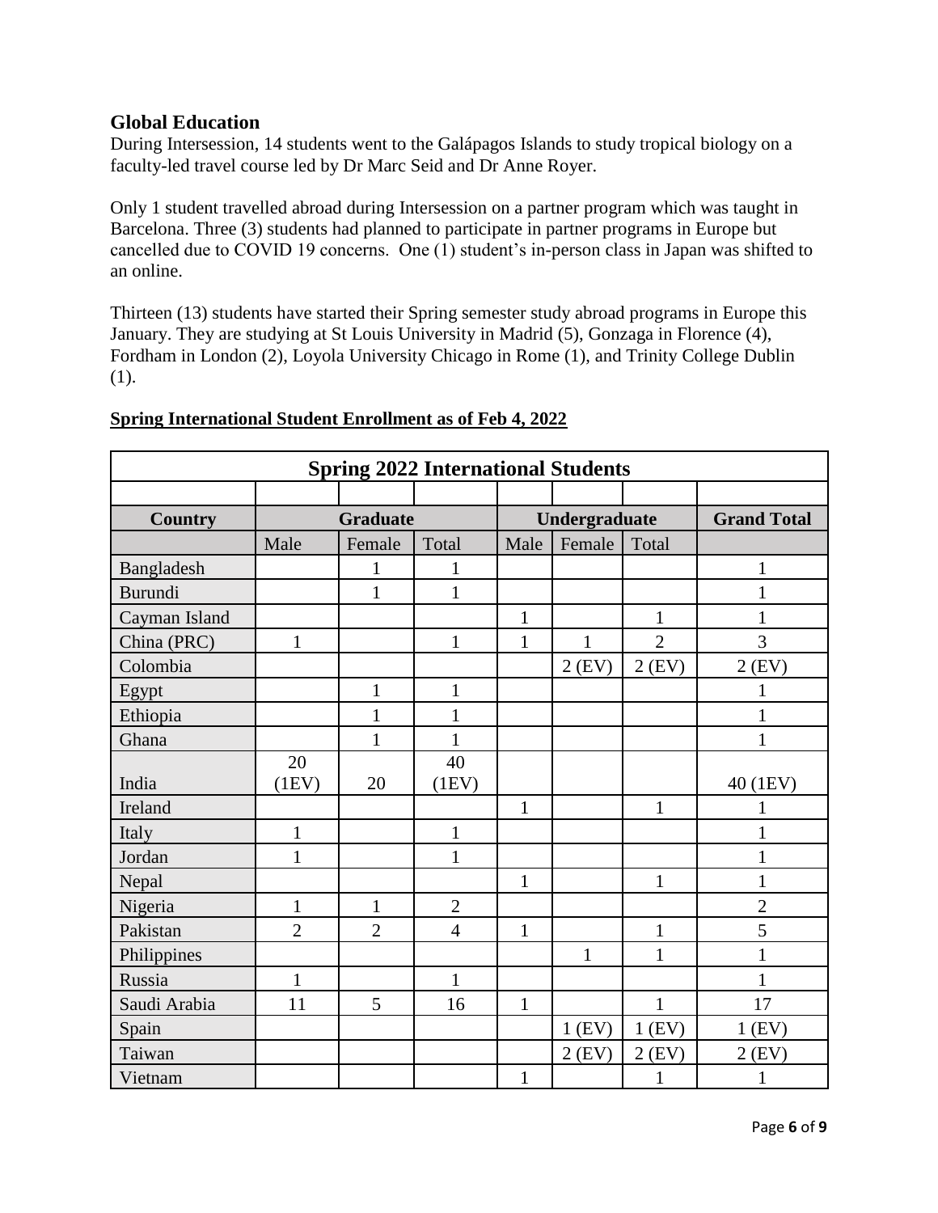## Global Education

During Intersession, 14 students went to the Galápagos Islands to study tropical biology on a faculty-led travel course led by Dr Marc Seid and Dr Anne Royer.

Only 1 student travelled abroad during Intersession on a partner program which was taught in Barcelona. Three (3) students had planned to participate in partner programs in Europe but cancelled due to COVID 19 concerns. One (1) student's in-person class in Japan was shifted to an online.

Thirteen (13) students have started their Spring semester study abroad programs in Europe this January. They are studying at St Louis University in Madrid (5), Gonzaga in Florence (4), Fordham in London (2), Loyola University Chicago in Rome (1), and Trinity College Dublin (1).

**Spring International Student Enrollment as of Feb 4, 2022**

| Spring 2022 International Students | | | | | | | |
|---|---|---|---|---|---|---|---|
| **Country** | **Graduate** | | | **Undergraduate** | | | **Grand Total** |
| | Male | Female | Total | Male | Female | Total | |
| Bangladesh | | 1 | 1 | | | | 1 |
| Burundi | | 1 | 1 | | | | 1 |
| Cayman Island | | | | 1 | | 1 | 1 |
| China (PRC) | 1 | | 1 | 1 | 1 | 2 | 3 |
| Colombia | | | | | 2 (EV) | 2 (EV) | 2 (EV) |
| Egypt | | 1 | 1 | | | | 1 |
| Ethiopia | | 1 | 1 | | | | 1 |
| Ghana | | 1 | 1 | | | | 1 |
| India | 20 (1EV) | 20 | 40 (1EV) | | | | 40 (1EV) |
| Ireland | | | | 1 | | 1 | 1 |
| Italy | 1 | | 1 | | | | 1 |
| Jordan | 1 | | 1 | | | | 1 |
| Nepal | | | | 1 | | 1 | 1 |
| Nigeria | 1 | 1 | 2 | | | | 2 |
| Pakistan | 2 | 2 | 4 | 1 | | 1 | 5 |
| Philippines | | | | | 1 | 1 | 1 |
| Russia | 1 | | 1 | | | | 1 |
| Saudi Arabia | 11 | 5 | 16 | 1 | | 1 | 17 |
| Spain | | | | | 1 (EV) | 1 (EV) | 1 (EV) |
| Taiwan | | | | | 2 (EV) | 2 (EV) | 2 (EV) |
| Vietnam | | | | 1 | | 1 | 1 |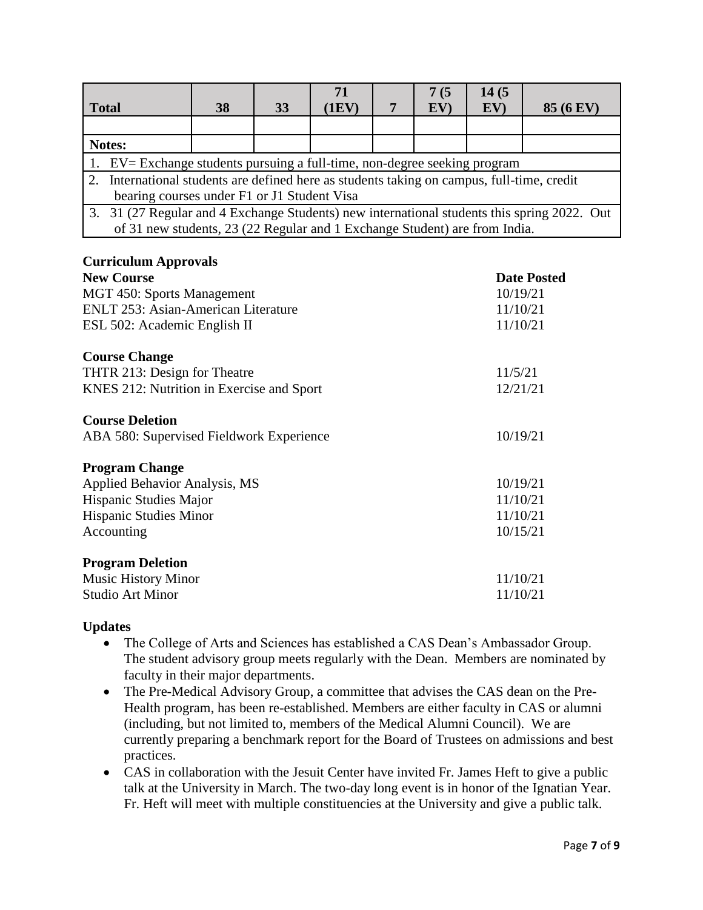| Total | 38 | 33 | 71 (1EV) | 7 | 7 (5 EV) | 14 (5 EV) | 85 (6 EV) |
|---|---|---|---|---|---|---|---|
| | | | | | | | |
| **Notes:** | | | | | | | |
| 1. EV= Exchange students pursuing a full-time, non-degree seeking program | | | | | | | |
| 2. International students are defined here as students taking on campus, full-time, credit bearing courses under F1 or J1 Student Visa | | | | | | | |
| 3. 31 (27 Regular and 4 Exchange Students) new international students this spring 2022. Out of 31 new students, 23 (22 Regular and 1 Exchange Student) are from India. | | | | | | | |

### Curriculum Approvals

| **New Course** | **Date Posted** |
|---|---|
| MGT 450: Sports Management | 10/19/21 |
| ENLT 253: Asian-American Literature | 11/10/21 |
| ESL 502: Academic English II | 11/10/21 |

| **Course Change** | |
|---|---|
| THTR 213: Design for Theatre | 11/5/21 |
| KNES 212: Nutrition in Exercise and Sport | 12/21/21 |

| **Course Deletion** | |
|---|---|
| ABA 580: Supervised Fieldwork Experience | 10/19/21 |

| **Program Change** | |
|---|---|
| Applied Behavior Analysis, MS | 10/19/21 |
| Hispanic Studies Major | 11/10/21 |
| Hispanic Studies Minor | 11/10/21 |
| Accounting | 10/15/21 |

| **Program Deletion** | |
|---|---|
| Music History Minor | 11/10/21 |
| Studio Art Minor | 11/10/21 |

### Updates

- The College of Arts and Sciences has established a CAS Dean's Ambassador Group. The student advisory group meets regularly with the Dean. Members are nominated by faculty in their major departments.
- The Pre-Medical Advisory Group, a committee that advises the CAS dean on the Pre-Health program, has been re-established. Members are either faculty in CAS or alumni (including, but not limited to, members of the Medical Alumni Council). We are currently preparing a benchmark report for the Board of Trustees on admissions and best practices.
- CAS in collaboration with the Jesuit Center have invited Fr. James Heft to give a public talk at the University in March. The two-day long event is in honor of the Ignatian Year. Fr. Heft will meet with multiple constituencies at the University and give a public talk.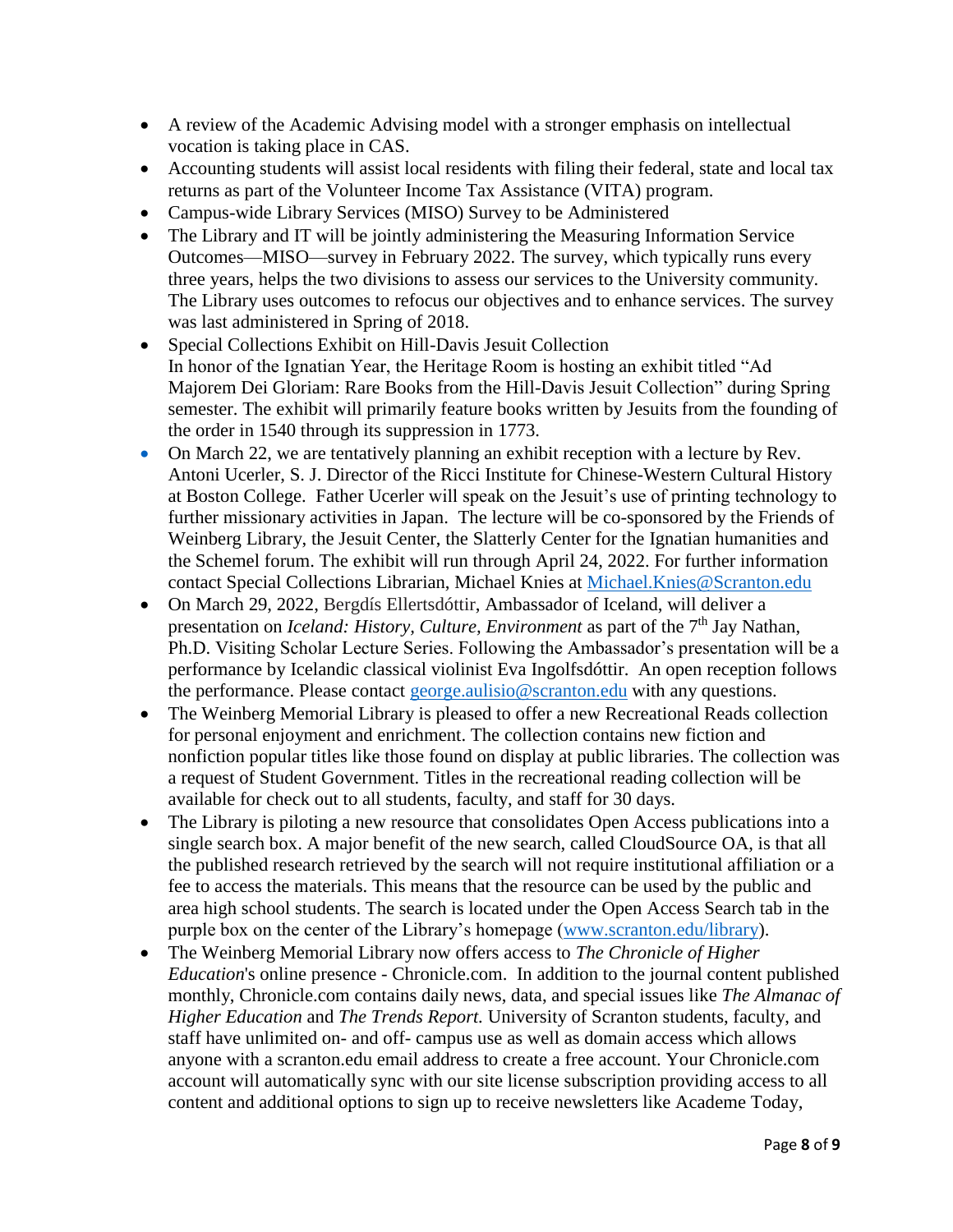- A review of the Academic Advising model with a stronger emphasis on intellectual vocation is taking place in CAS.
- Accounting students will assist local residents with filing their federal, state and local tax returns as part of the Volunteer Income Tax Assistance (VITA) program.
- Campus-wide Library Services (MISO) Survey to be Administered
- The Library and IT will be jointly administering the Measuring Information Service Outcomes—MISO—survey in February 2022. The survey, which typically runs every three years, helps the two divisions to assess our services to the University community. The Library uses outcomes to refocus our objectives and to enhance services. The survey was last administered in Spring of 2018.
- Special Collections Exhibit on Hill-Davis Jesuit Collection
  In honor of the Ignatian Year, the Heritage Room is hosting an exhibit titled "Ad Majorem Dei Gloriam: Rare Books from the Hill-Davis Jesuit Collection" during Spring semester. The exhibit will primarily feature books written by Jesuits from the founding of the order in 1540 through its suppression in 1773.
- On March 22, we are tentatively planning an exhibit reception with a lecture by Rev. Antoni Ucerler, S. J. Director of the Ricci Institute for Chinese-Western Cultural History at Boston College. Father Ucerler will speak on the Jesuit's use of printing technology to further missionary activities in Japan. The lecture will be co-sponsored by the Friends of Weinberg Library, the Jesuit Center, the Slatterly Center for the Ignatian humanities and the Schemel forum. The exhibit will run through April 24, 2022. For further information contact Special Collections Librarian, Michael Knies at [Michael.Knies@Scranton.edu](mailto:Michael.Knies@Scranton.edu)
- On March 29, 2022, Bergdís Ellertsdóttir, Ambassador of Iceland, will deliver a presentation on *Iceland: History, Culture, Environment* as part of the 7th Jay Nathan, Ph.D. Visiting Scholar Lecture Series. Following the Ambassador's presentation will be a performance by Icelandic classical violinist Eva Ingolfsdóttir. An open reception follows the performance. Please contact [george.aulisio@scranton.edu](mailto:george.aulisio@scranton.edu) with any questions.
- The Weinberg Memorial Library is pleased to offer a new Recreational Reads collection for personal enjoyment and enrichment. The collection contains new fiction and nonfiction popular titles like those found on display at public libraries. The collection was a request of Student Government. Titles in the recreational reading collection will be available for check out to all students, faculty, and staff for 30 days.
- The Library is piloting a new resource that consolidates Open Access publications into a single search box. A major benefit of the new search, called CloudSource OA, is that all the published research retrieved by the search will not require institutional affiliation or a fee to access the materials. This means that the resource can be used by the public and area high school students. The search is located under the Open Access Search tab in the purple box on the center of the Library's homepage ([www.scranton.edu/library](http://www.scranton.edu/library)).
- The Weinberg Memorial Library now offers access to *The Chronicle of Higher Education*'s online presence - Chronicle.com. In addition to the journal content published monthly, Chronicle.com contains daily news, data, and special issues like *The Almanac of Higher Education* and *The Trends Report*. University of Scranton students, faculty, and staff have unlimited on- and off- campus use as well as domain access which allows anyone with a scranton.edu email address to create a free account. Your Chronicle.com account will automatically sync with our site license subscription providing access to all content and additional options to sign up to receive newsletters like Academe Today,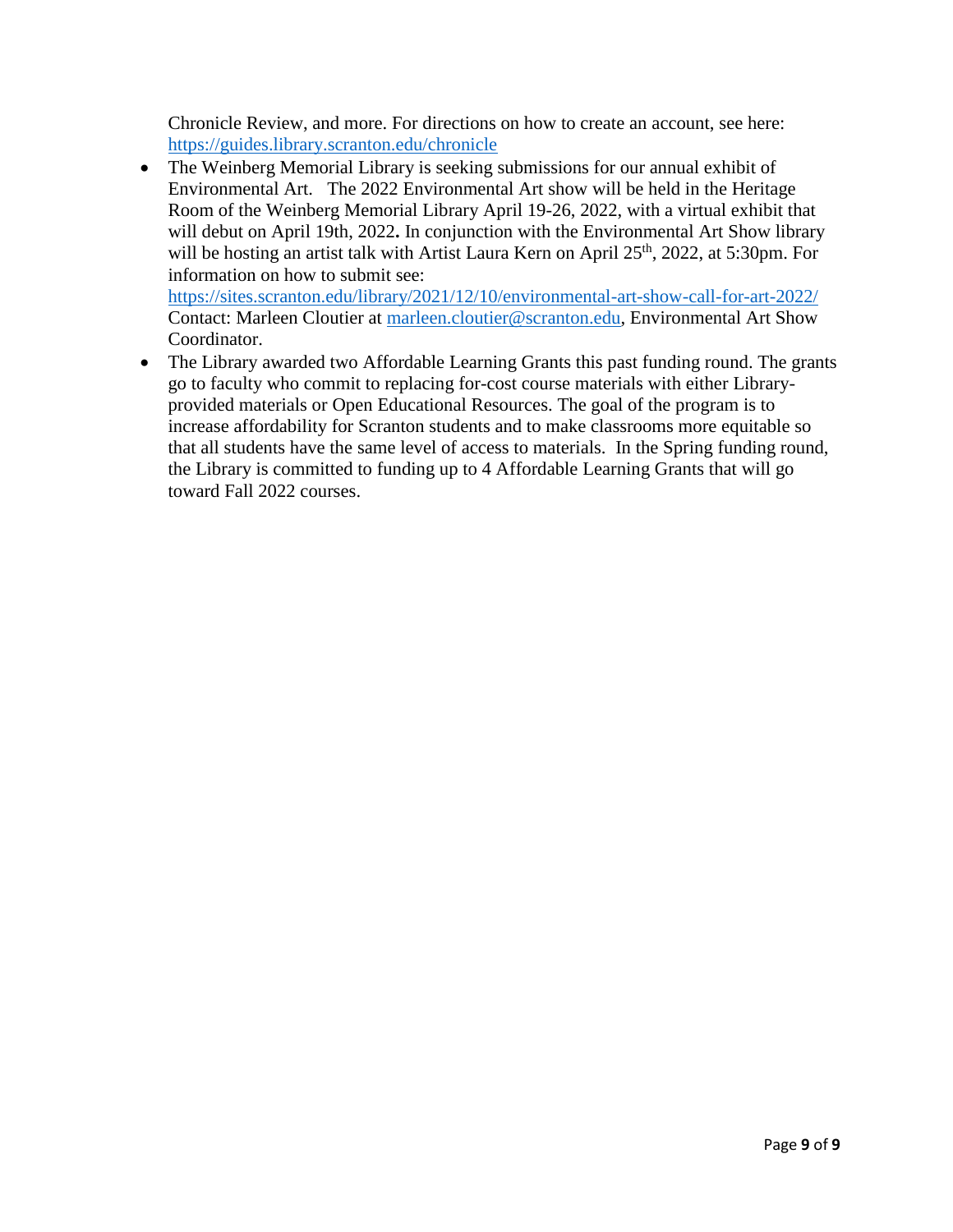Chronicle Review, and more. For directions on how to create an account, see here: https://guides.library.scranton.edu/chronicle

- The Weinberg Memorial Library is seeking submissions for our annual exhibit of Environmental Art. The 2022 Environmental Art show will be held in the Heritage Room of the Weinberg Memorial Library April 19-26, 2022, with a virtual exhibit that will debut on April 19th, 2022**.** In conjunction with the Environmental Art Show library will be hosting an artist talk with Artist Laura Kern on April 25th, 2022, at 5:30pm. For information on how to submit see: https://sites.scranton.edu/library/2021/12/10/environmental-art-show-call-for-art-2022/ Contact: Marleen Cloutier at marleen.cloutier@scranton.edu, Environmental Art Show Coordinator.
- The Library awarded two Affordable Learning Grants this past funding round. The grants go to faculty who commit to replacing for-cost course materials with either Library-provided materials or Open Educational Resources. The goal of the program is to increase affordability for Scranton students and to make classrooms more equitable so that all students have the same level of access to materials. In the Spring funding round, the Library is committed to funding up to 4 Affordable Learning Grants that will go toward Fall 2022 courses.